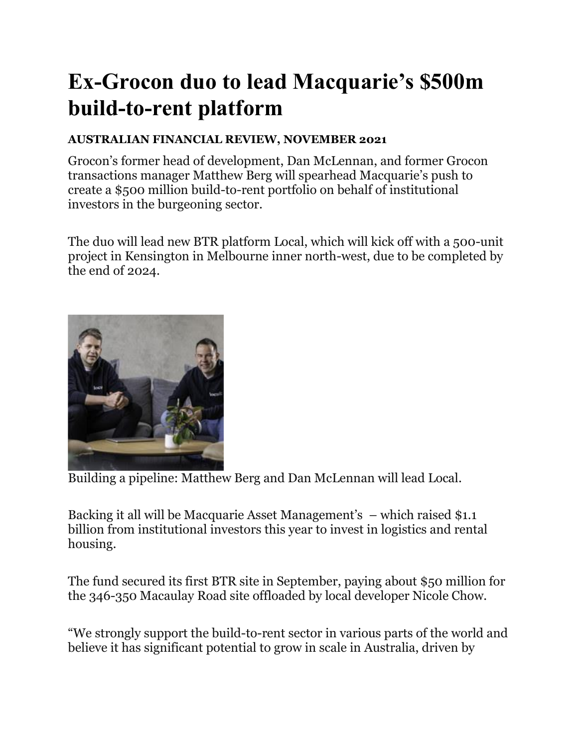# Ex-Grocon duo to lead Macquarie's $500m build-to-rent platform

**AUSTRALIAN FINANCIAL REVIEW, NOVEMBER 2021**

Grocon's former head of development, Dan McLennan, and former Grocon transactions manager Matthew Berg will spearhead Macquarie's push to create a $500 million build-to-rent portfolio on behalf of institutional investors in the burgeoning sector.

The duo will lead new BTR platform Local, which will kick off with a 500-unit project in Kensington in Melbourne inner north-west, due to be completed by the end of 2024.

Building a pipeline: Matthew Berg and Dan McLennan will lead Local.

Backing it all will be Macquarie Asset Management's – which raised $1.1 billion from institutional investors this year to invest in logistics and rental housing.

The fund secured its first BTR site in September, paying about $50 million for the 346-350 Macaulay Road site offloaded by local developer Nicole Chow.

"We strongly support the build-to-rent sector in various parts of the world and believe it has significant potential to grow in scale in Australia, driven by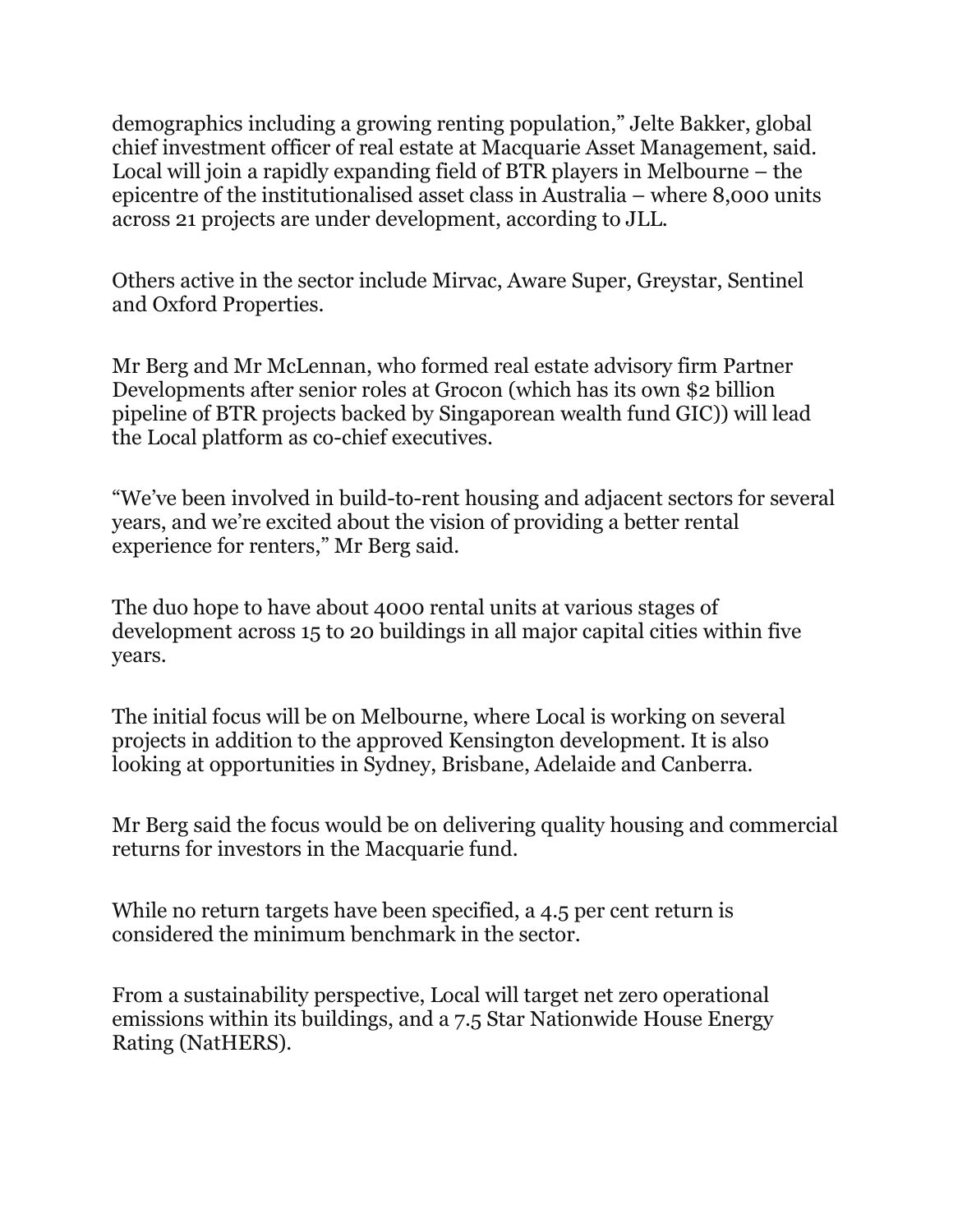demographics including a growing renting population," Jelte Bakker, global chief investment officer of real estate at Macquarie Asset Management, said. Local will join a rapidly expanding field of BTR players in Melbourne – the epicentre of the institutionalised asset class in Australia – where 8,000 units across 21 projects are under development, according to JLL.

Others active in the sector include Mirvac, Aware Super, Greystar, Sentinel and Oxford Properties.

Mr Berg and Mr McLennan, who formed real estate advisory firm Partner Developments after senior roles at Grocon (which has its own $2 billion pipeline of BTR projects backed by Singaporean wealth fund GIC)) will lead the Local platform as co-chief executives.

"We've been involved in build-to-rent housing and adjacent sectors for several years, and we're excited about the vision of providing a better rental experience for renters," Mr Berg said.

The duo hope to have about 4000 rental units at various stages of development across 15 to 20 buildings in all major capital cities within five years.

The initial focus will be on Melbourne, where Local is working on several projects in addition to the approved Kensington development. It is also looking at opportunities in Sydney, Brisbane, Adelaide and Canberra.

Mr Berg said the focus would be on delivering quality housing and commercial returns for investors in the Macquarie fund.

While no return targets have been specified, a 4.5 per cent return is considered the minimum benchmark in the sector.

From a sustainability perspective, Local will target net zero operational emissions within its buildings, and a 7.5 Star Nationwide House Energy Rating (NatHERS).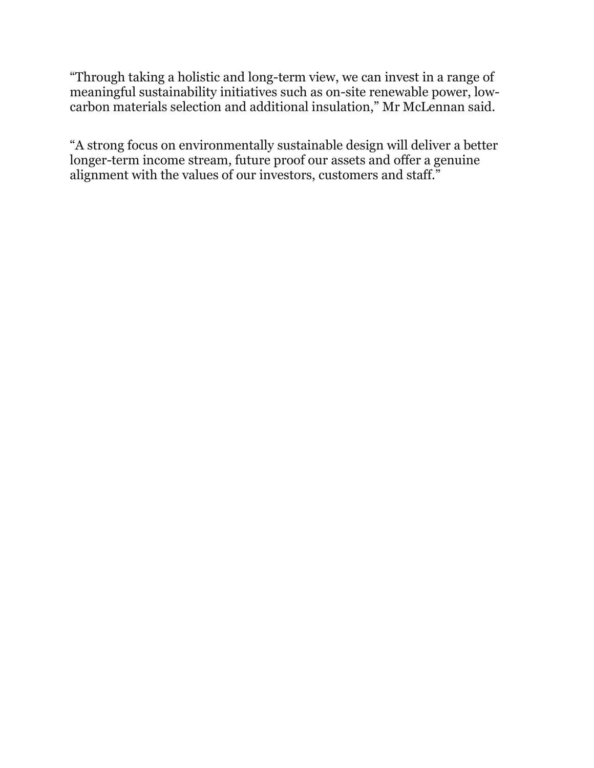"Through taking a holistic and long-term view, we can invest in a range of meaningful sustainability initiatives such as on-site renewable power, low-carbon materials selection and additional insulation," Mr McLennan said.

"A strong focus on environmentally sustainable design will deliver a better longer-term income stream, future proof our assets and offer a genuine alignment with the values of our investors, customers and staff."